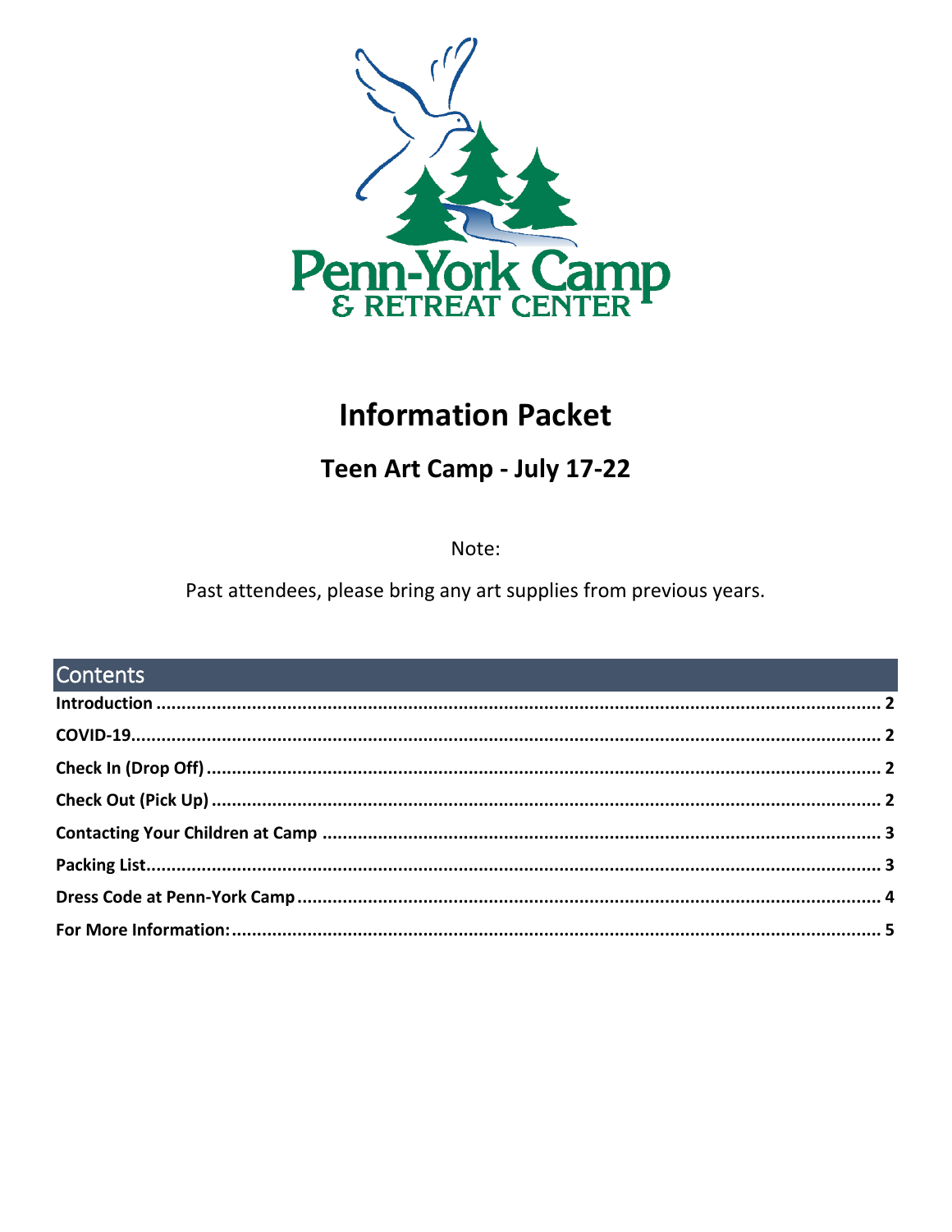Penn-York Camp
& RETREAT CENTER

# Information Packet

## Teen Art Camp - July 17-22

Note:

Past attendees, please bring any art supplies from previous years.

## Contents

**Introduction** .......... **2**

**COVID-19** .......... **2**

**Check In (Drop Off)** .......... **2**

**Check Out (Pick Up)** .......... **2**

**Contacting Your Children at Camp** .......... **3**

**Packing List** .......... **3**

**Dress Code at Penn-York Camp** .......... **4**

**For More Information:** .......... **5**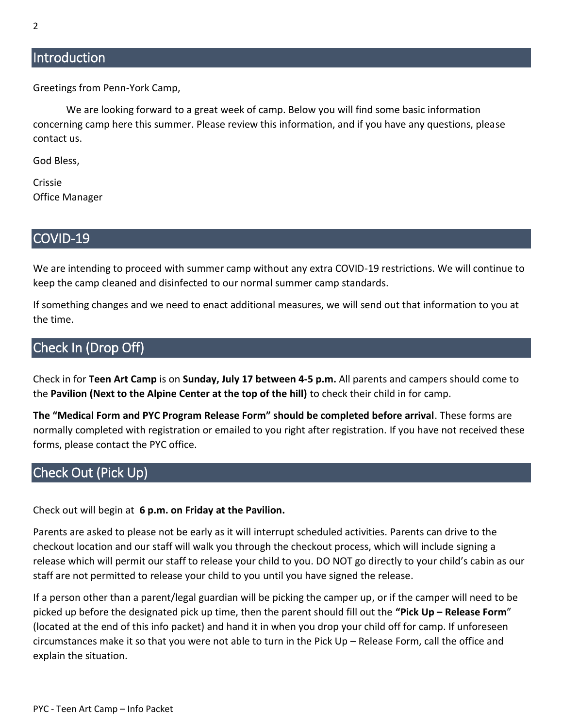## Introduction

Greetings from Penn-York Camp,

We are looking forward to a great week of camp. Below you will find some basic information concerning camp here this summer. Please review this information, and if you have any questions, please contact us.

God Bless,

Crissie
Office Manager

## COVID-19

We are intending to proceed with summer camp without any extra COVID-19 restrictions. We will continue to keep the camp cleaned and disinfected to our normal summer camp standards.

If something changes and we need to enact additional measures, we will send out that information to you at the time.

## Check In (Drop Off)

Check in for **Teen Art Camp** is on **Sunday, July 17 between 4-5 p.m.** All parents and campers should come to the **Pavilion (Next to the Alpine Center at the top of the hill)** to check their child in for camp.

**The "Medical Form and PYC Program Release Form" should be completed before arrival**. These forms are normally completed with registration or emailed to you right after registration. If you have not received these forms, please contact the PYC office.

## Check Out (Pick Up)

Check out will begin at **6 p.m. on Friday at the Pavilion.**

Parents are asked to please not be early as it will interrupt scheduled activities. Parents can drive to the checkout location and our staff will walk you through the checkout process, which will include signing a release which will permit our staff to release your child to you. DO NOT go directly to your child's cabin as our staff are not permitted to release your child to you until you have signed the release.

If a person other than a parent/legal guardian will be picking the camper up, or if the camper will need to be picked up before the designated pick up time, then the parent should fill out the **"Pick Up – Release Form"** (located at the end of this info packet) and hand it in when you drop your child off for camp. If unforeseen circumstances make it so that you were not able to turn in the Pick Up – Release Form, call the office and explain the situation.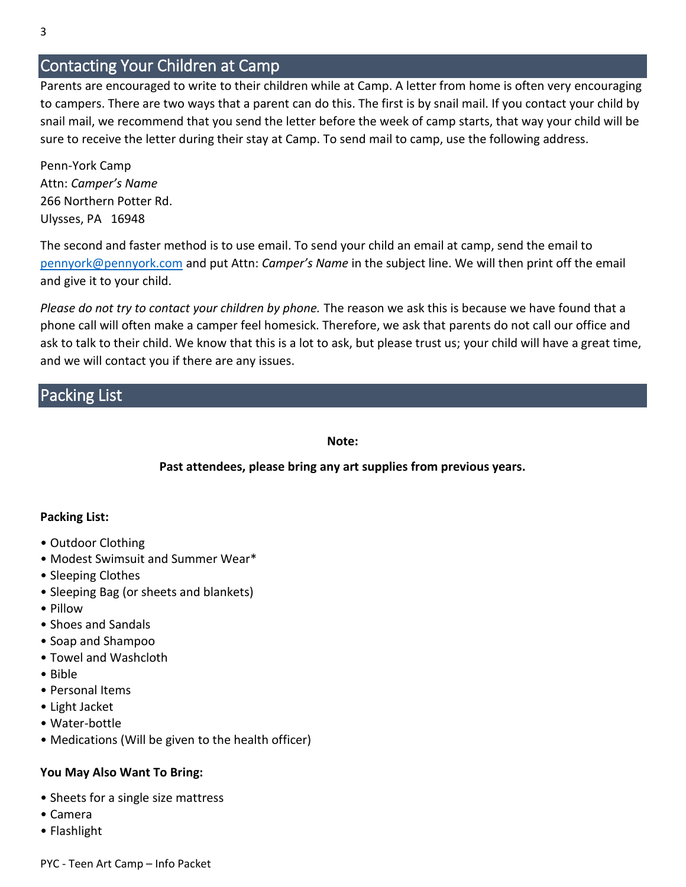## Contacting Your Children at Camp

Parents are encouraged to write to their children while at Camp. A letter from home is often very encouraging to campers. There are two ways that a parent can do this. The first is by snail mail. If you contact your child by snail mail, we recommend that you send the letter before the week of camp starts, that way your child will be sure to receive the letter during their stay at Camp. To send mail to camp, use the following address.

Penn-York Camp
Attn: *Camper's Name*
266 Northern Potter Rd.
Ulysses, PA 16948

The second and faster method is to use email. To send your child an email at camp, send the email to pennyork@pennyork.com and put Attn: *Camper's Name* in the subject line. We will then print off the email and give it to your child.

*Please do not try to contact your children by phone.* The reason we ask this is because we have found that a phone call will often make a camper feel homesick. Therefore, we ask that parents do not call our office and ask to talk to their child. We know that this is a lot to ask, but please trust us; your child will have a great time, and we will contact you if there are any issues.

## Packing List

**Note:**

**Past attendees, please bring any art supplies from previous years.**

**Packing List:**

- Outdoor Clothing
- Modest Swimsuit and Summer Wear*
- Sleeping Clothes
- Sleeping Bag (or sheets and blankets)
- Pillow
- Shoes and Sandals
- Soap and Shampoo
- Towel and Washcloth
- Bible
- Personal Items
- Light Jacket
- Water-bottle
- Medications (Will be given to the health officer)

**You May Also Want To Bring:**

- Sheets for a single size mattress
- Camera
- Flashlight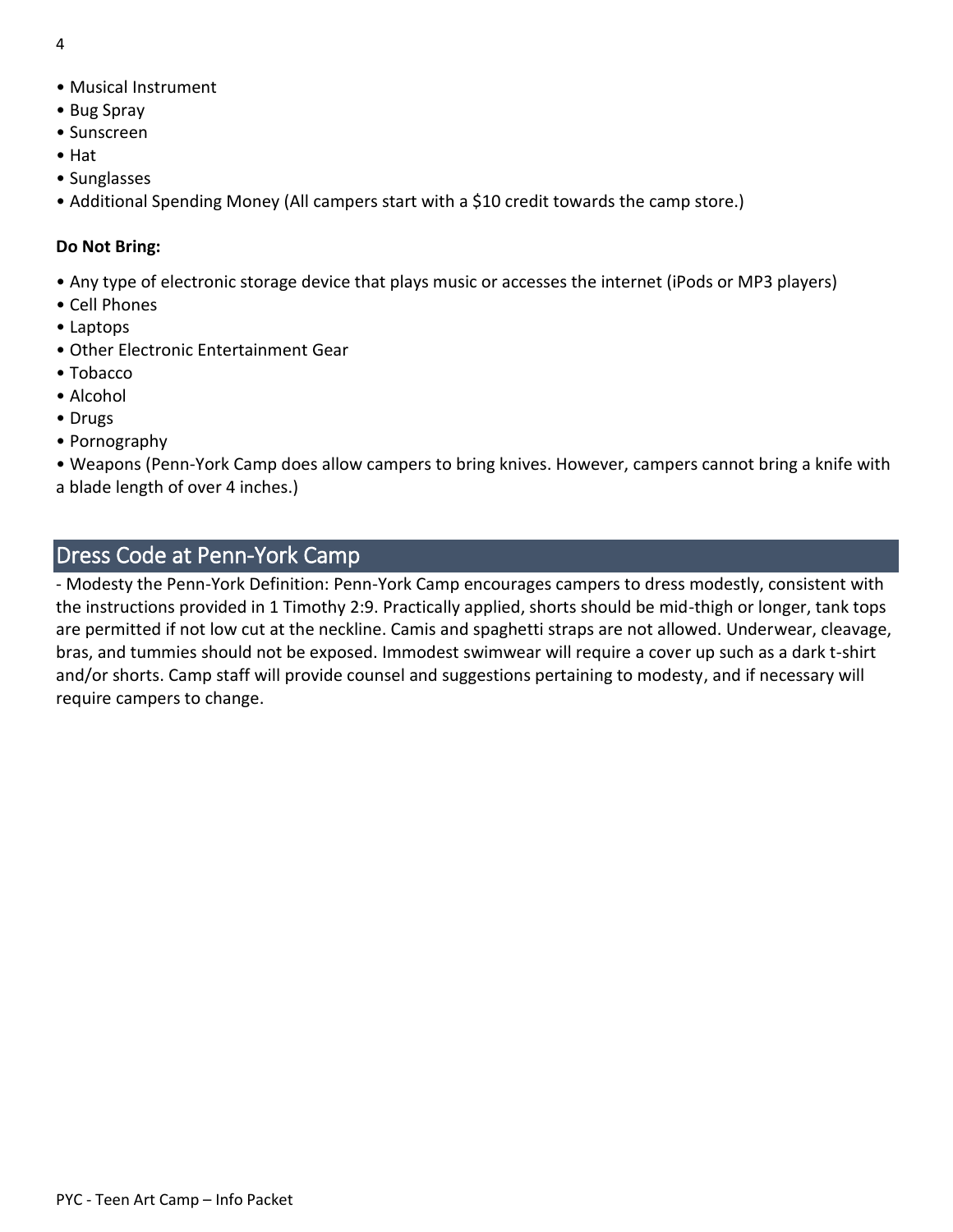- Musical Instrument
- Bug Spray
- Sunscreen
- Hat
- Sunglasses
- Additional Spending Money (All campers start with a $10 credit towards the camp store.)

**Do Not Bring:**

- Any type of electronic storage device that plays music or accesses the internet (iPods or MP3 players)
- Cell Phones
- Laptops
- Other Electronic Entertainment Gear
- Tobacco
- Alcohol
- Drugs
- Pornography
- Weapons (Penn-York Camp does allow campers to bring knives. However, campers cannot bring a knife with a blade length of over 4 inches.)

## Dress Code at Penn-York Camp

- Modesty the Penn-York Definition: Penn-York Camp encourages campers to dress modestly, consistent with the instructions provided in 1 Timothy 2:9. Practically applied, shorts should be mid-thigh or longer, tank tops are permitted if not low cut at the neckline. Camis and spaghetti straps are not allowed. Underwear, cleavage, bras, and tummies should not be exposed. Immodest swimwear will require a cover up such as a dark t-shirt and/or shorts. Camp staff will provide counsel and suggestions pertaining to modesty, and if necessary will require campers to change.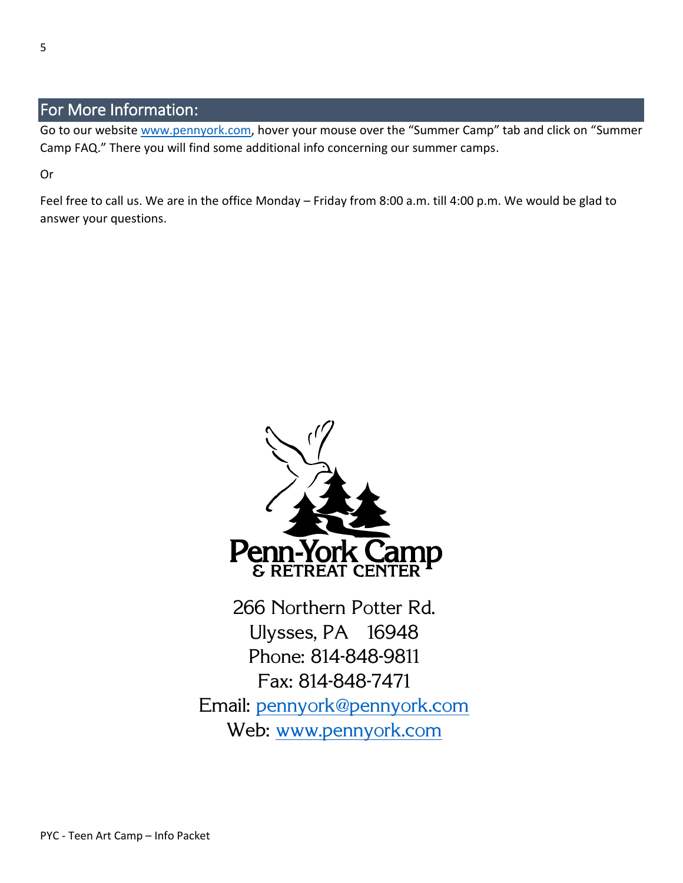## For More Information:

Go to our website www.pennyork.com, hover your mouse over the "Summer Camp" tab and click on "Summer Camp FAQ." There you will find some additional info concerning our summer camps.

Or

Feel free to call us. We are in the office Monday – Friday from 8:00 a.m. till 4:00 p.m. We would be glad to answer your questions.

Penn-York Camp
& RETREAT CENTER

266 Northern Potter Rd.
Ulysses, PA 16948
Phone: 814-848-9811
Fax: 814-848-7471
Email: pennyork@pennyork.com
Web: www.pennyork.com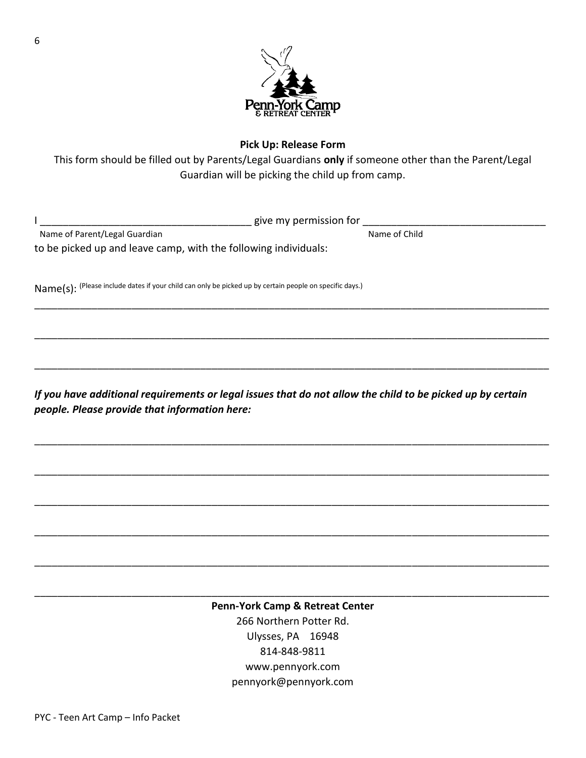Penn-York Camp
& RETREAT CENTER

**Pick Up: Release Form**

This form should be filled out by Parents/Legal Guardians **only** if someone other than the Parent/Legal Guardian will be picking the child up from camp.

I ____________________________________ give my permission for ________________________________

Name of Parent/Legal Guardian    Name of Child

to be picked up and leave camp, with the following individuals:

Name(s): (Please include dates if your child can only be picked up by certain people on specific days.)

_____________________________________________________________________________________

_____________________________________________________________________________________

_____________________________________________________________________________________

***If you have additional requirements or legal issues that do not allow the child to be picked up by certain people. Please provide that information here:***

_____________________________________________________________________________________

_____________________________________________________________________________________

_____________________________________________________________________________________

_____________________________________________________________________________________

_____________________________________________________________________________________

_____________________________________________________________________________________

**Penn-York Camp & Retreat Center**

266 Northern Potter Rd.

Ulysses, PA 16948

814-848-9811

www.pennyork.com

pennyork@pennyork.com